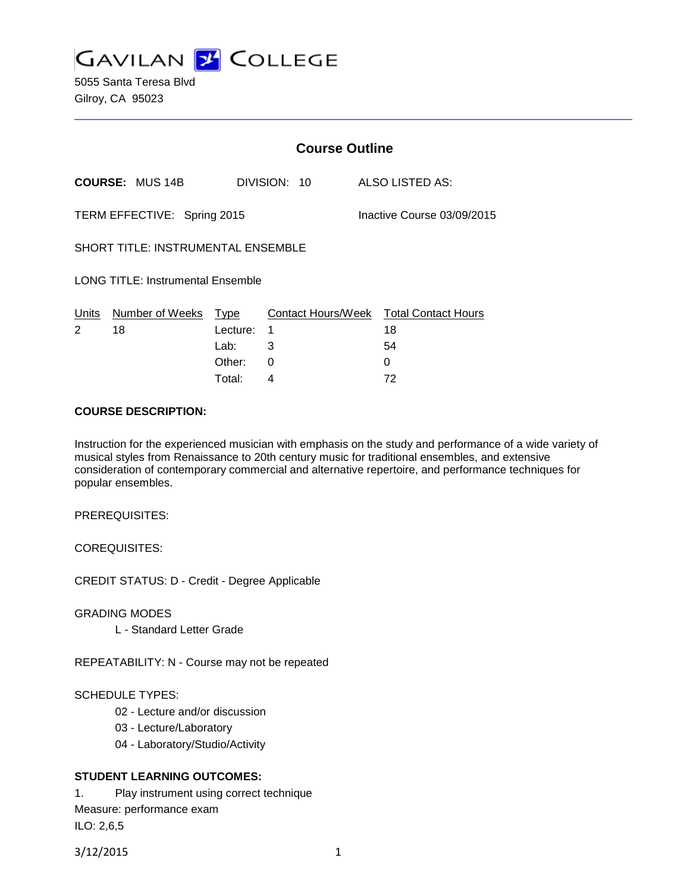# GAVILAN COLLEGE

5055 Santa Teresa Blvd
Gilroy, CA 95023

## Course Outline

**COURSE:** MUS 14B    DIVISION: 10    ALSO LISTED AS:

TERM EFFECTIVE: Spring 2015    Inactive Course 03/09/2015

SHORT TITLE: INSTRUMENTAL ENSEMBLE

LONG TITLE: Instrumental Ensemble

| Units | Number of Weeks | Type | Contact Hours/Week | Total Contact Hours |
|---|---|---|---|---|
| 2 | 18 | Lecture: | 1 | 18 |
| | | Lab: | 3 | 54 |
| | | Other: | 0 | 0 |
| | | Total: | 4 | 72 |

**COURSE DESCRIPTION:**

Instruction for the experienced musician with emphasis on the study and performance of a wide variety of musical styles from Renaissance to 20th century music for traditional ensembles, and extensive consideration of contemporary commercial and alternative repertoire, and performance techniques for popular ensembles.

PREREQUISITES:

COREQUISITES:

CREDIT STATUS: D - Credit - Degree Applicable

GRADING MODES

L - Standard Letter Grade

REPEATABILITY: N - Course may not be repeated

SCHEDULE TYPES:

02 - Lecture and/or discussion
03 - Lecture/Laboratory
04 - Laboratory/Studio/Activity

**STUDENT LEARNING OUTCOMES:**

1. Play instrument using correct technique

Measure: performance exam

ILO: 2,6,5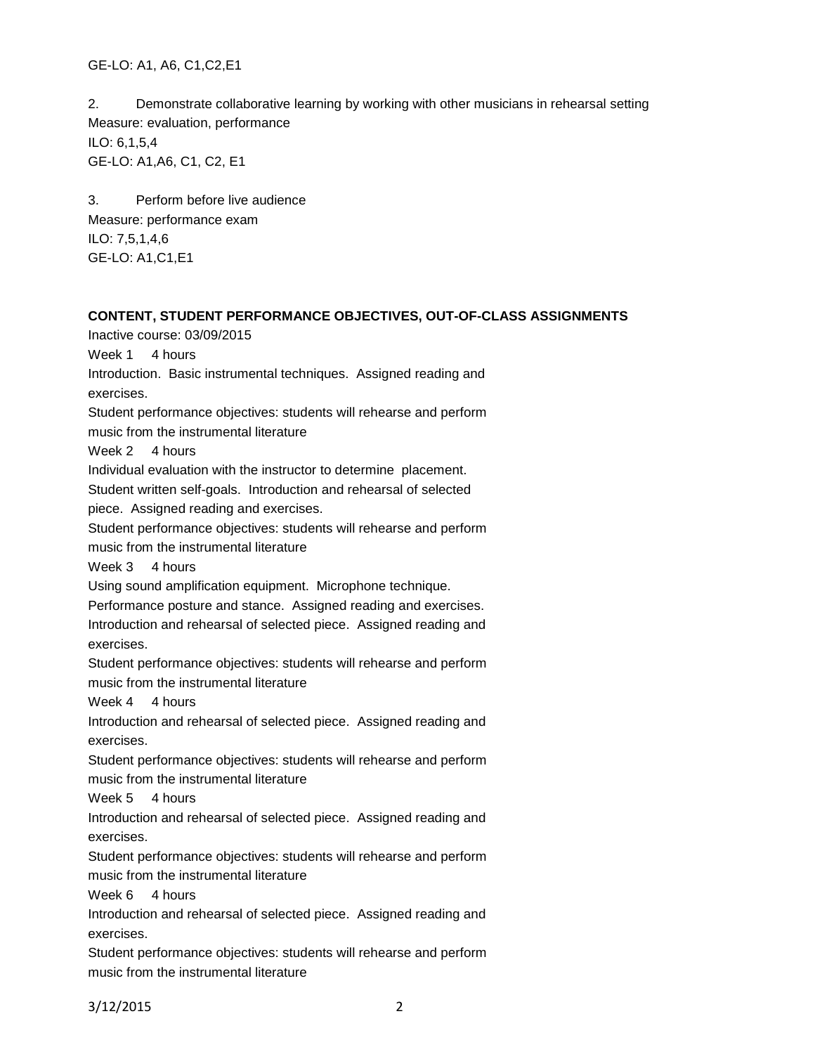GE-LO: A1, A6, C1,C2,E1

2. Demonstrate collaborative learning by working with other musicians in rehearsal setting
Measure: evaluation, performance
ILO: 6,1,5,4
GE-LO: A1,A6, C1, C2, E1

3. Perform before live audience
Measure: performance exam
ILO: 7,5,1,4,6
GE-LO: A1,C1,E1

**CONTENT, STUDENT PERFORMANCE OBJECTIVES, OUT-OF-CLASS ASSIGNMENTS**

Inactive course: 03/09/2015

Week 1 4 hours
Introduction. Basic instrumental techniques. Assigned reading and exercises.
Student performance objectives: students will rehearse and perform music from the instrumental literature

Week 2 4 hours
Individual evaluation with the instructor to determine placement. Student written self-goals. Introduction and rehearsal of selected piece. Assigned reading and exercises.
Student performance objectives: students will rehearse and perform music from the instrumental literature

Week 3 4 hours
Using sound amplification equipment. Microphone technique. Performance posture and stance. Assigned reading and exercises. Introduction and rehearsal of selected piece. Assigned reading and exercises.
Student performance objectives: students will rehearse and perform music from the instrumental literature

Week 4 4 hours
Introduction and rehearsal of selected piece. Assigned reading and exercises.
Student performance objectives: students will rehearse and perform music from the instrumental literature

Week 5 4 hours
Introduction and rehearsal of selected piece. Assigned reading and exercises.
Student performance objectives: students will rehearse and perform music from the instrumental literature

Week 6 4 hours
Introduction and rehearsal of selected piece. Assigned reading and exercises.
Student performance objectives: students will rehearse and perform music from the instrumental literature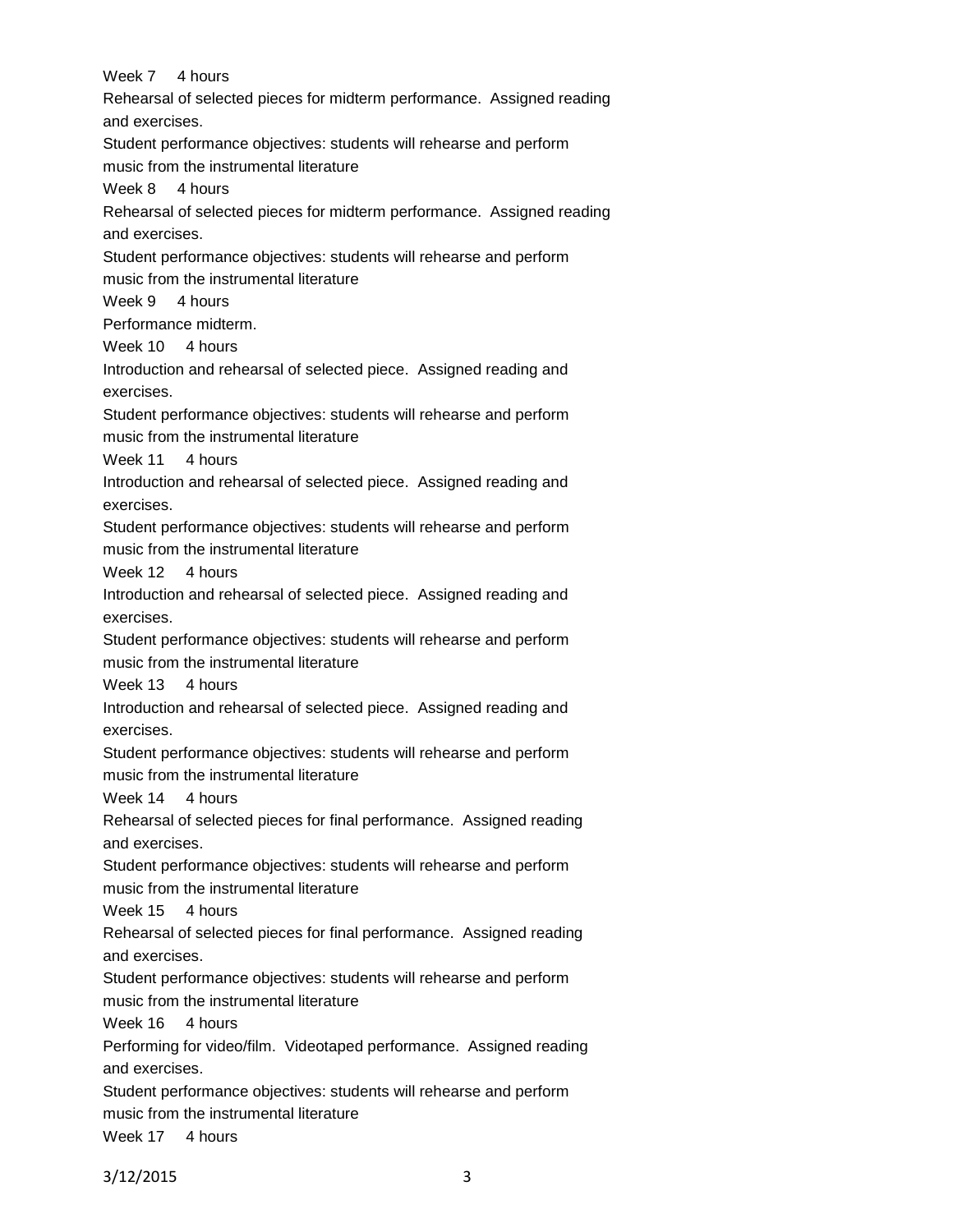Week 7 4 hours

Rehearsal of selected pieces for midterm performance. Assigned reading and exercises.

Student performance objectives: students will rehearse and perform music from the instrumental literature

Week 8 4 hours

Rehearsal of selected pieces for midterm performance. Assigned reading and exercises.

Student performance objectives: students will rehearse and perform music from the instrumental literature

Week 9 4 hours

Performance midterm.

Week 10 4 hours

Introduction and rehearsal of selected piece. Assigned reading and exercises.

Student performance objectives: students will rehearse and perform music from the instrumental literature

Week 11 4 hours

Introduction and rehearsal of selected piece. Assigned reading and exercises.

Student performance objectives: students will rehearse and perform music from the instrumental literature

Week 12 4 hours

Introduction and rehearsal of selected piece. Assigned reading and exercises.

Student performance objectives: students will rehearse and perform music from the instrumental literature

Week 13 4 hours

Introduction and rehearsal of selected piece. Assigned reading and exercises.

Student performance objectives: students will rehearse and perform music from the instrumental literature

Week 14 4 hours

Rehearsal of selected pieces for final performance. Assigned reading and exercises.

Student performance objectives: students will rehearse and perform music from the instrumental literature

Week 15 4 hours

Rehearsal of selected pieces for final performance. Assigned reading and exercises.

Student performance objectives: students will rehearse and perform music from the instrumental literature

Week 16 4 hours

Performing for video/film. Videotaped performance. Assigned reading and exercises.

Student performance objectives: students will rehearse and perform music from the instrumental literature

Week 17 4 hours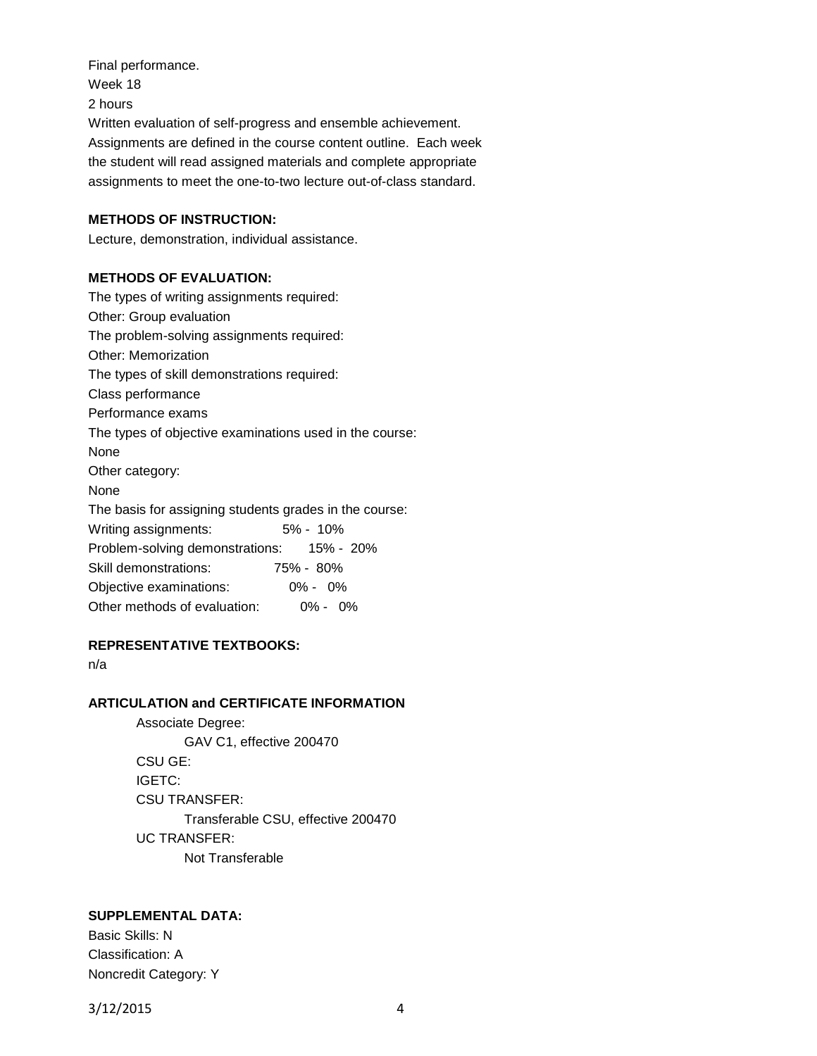Final performance.
Week 18
2 hours
Written evaluation of self-progress and ensemble achievement.
Assignments are defined in the course content outline. Each week the student will read assigned materials and complete appropriate assignments to meet the one-to-two lecture out-of-class standard.

**METHODS OF INSTRUCTION:**

Lecture, demonstration, individual assistance.

**METHODS OF EVALUATION:**

The types of writing assignments required:
Other: Group evaluation
The problem-solving assignments required:
Other: Memorization
The types of skill demonstrations required:
Class performance
Performance exams
The types of objective examinations used in the course:
None
Other category:
None
The basis for assigning students grades in the course:

| | |
|---|---|
| Writing assignments: | 5% - 10% |
| Problem-solving demonstrations: | 15% - 20% |
| Skill demonstrations: | 75% - 80% |
| Objective examinations: | 0% - 0% |
| Other methods of evaluation: | 0% - 0% |

**REPRESENTATIVE TEXTBOOKS:**

n/a

**ARTICULATION and CERTIFICATE INFORMATION**

Associate Degree:
GAV C1, effective 200470
CSU GE:
IGETC:
CSU TRANSFER:
Transferable CSU, effective 200470
UC TRANSFER:
Not Transferable

**SUPPLEMENTAL DATA:**

Basic Skills: N
Classification: A
Noncredit Category: Y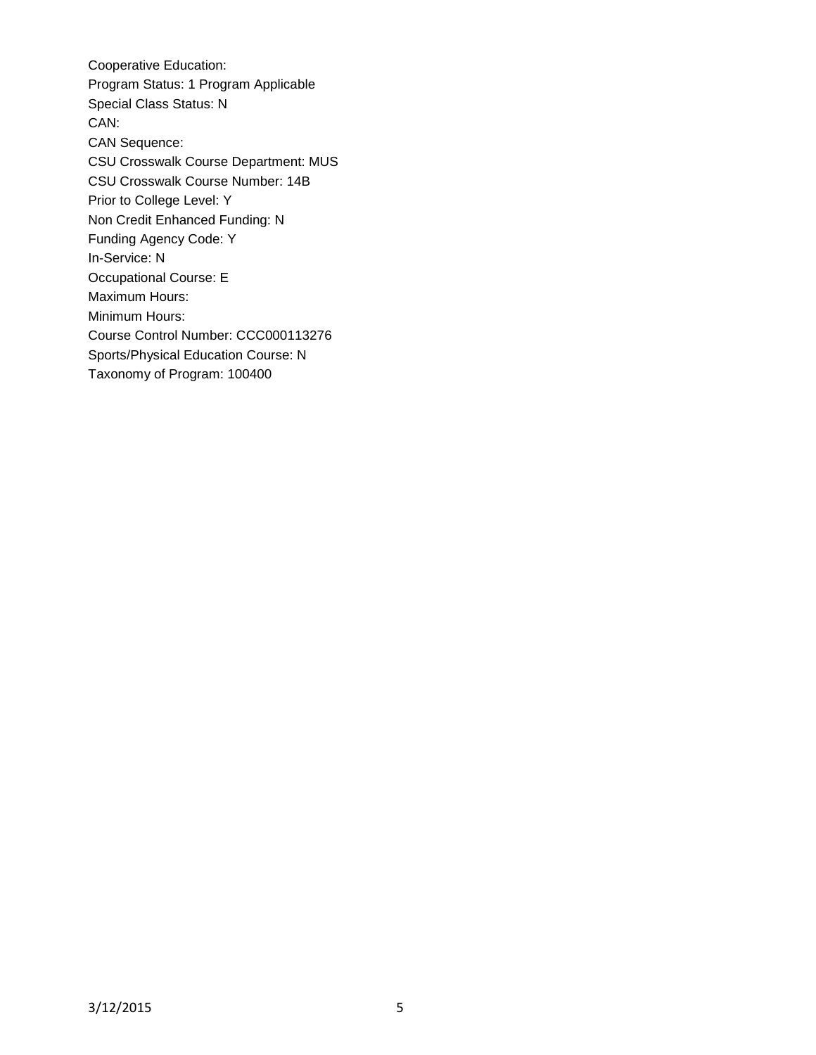Cooperative Education:
Program Status: 1 Program Applicable
Special Class Status: N
CAN:
CAN Sequence:
CSU Crosswalk Course Department: MUS
CSU Crosswalk Course Number: 14B
Prior to College Level: Y
Non Credit Enhanced Funding: N
Funding Agency Code: Y
In-Service: N
Occupational Course: E
Maximum Hours:
Minimum Hours:
Course Control Number: CCC000113276
Sports/Physical Education Course: N
Taxonomy of Program: 100400